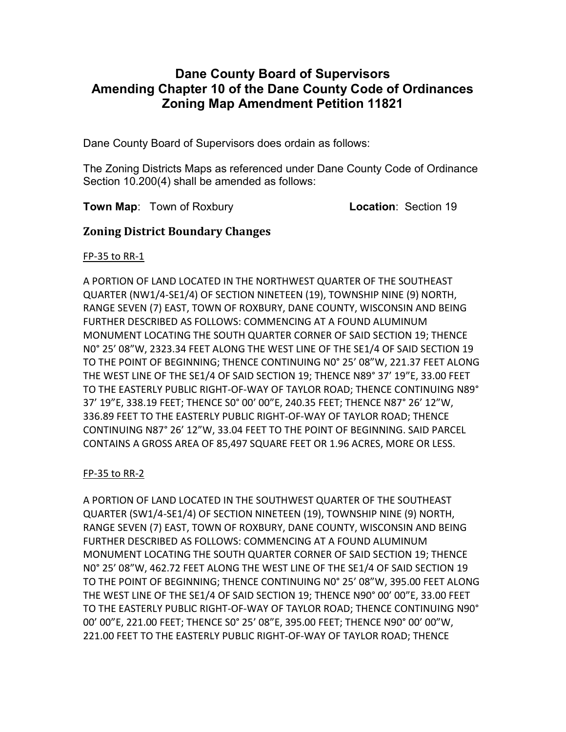# Dane County Board of Supervisors
# Amending Chapter 10 of the Dane County Code of Ordinances
# Zoning Map Amendment Petition 11821

Dane County Board of Supervisors does ordain as follows:

The Zoning Districts Maps as referenced under Dane County Code of Ordinance Section 10.200(4) shall be amended as follows:

**Town Map**: Town of Roxbury **Location**: Section 19

## Zoning District Boundary Changes

FP-35 to RR-1

A PORTION OF LAND LOCATED IN THE NORTHWEST QUARTER OF THE SOUTHEAST QUARTER (NW1/4-SE1/4) OF SECTION NINETEEN (19), TOWNSHIP NINE (9) NORTH, RANGE SEVEN (7) EAST, TOWN OF ROXBURY, DANE COUNTY, WISCONSIN AND BEING FURTHER DESCRIBED AS FOLLOWS: COMMENCING AT A FOUND ALUMINUM MONUMENT LOCATING THE SOUTH QUARTER CORNER OF SAID SECTION 19; THENCE N0° 25' 08"W, 2323.34 FEET ALONG THE WEST LINE OF THE SE1/4 OF SAID SECTION 19 TO THE POINT OF BEGINNING; THENCE CONTINUING N0° 25' 08"W, 221.37 FEET ALONG THE WEST LINE OF THE SE1/4 OF SAID SECTION 19; THENCE N89° 37' 19"E, 33.00 FEET TO THE EASTERLY PUBLIC RIGHT-OF-WAY OF TAYLOR ROAD; THENCE CONTINUING N89° 37' 19"E, 338.19 FEET; THENCE S0° 00' 00"E, 240.35 FEET; THENCE N87° 26' 12"W, 336.89 FEET TO THE EASTERLY PUBLIC RIGHT-OF-WAY OF TAYLOR ROAD; THENCE CONTINUING N87° 26' 12"W, 33.04 FEET TO THE POINT OF BEGINNING. SAID PARCEL CONTAINS A GROSS AREA OF 85,497 SQUARE FEET OR 1.96 ACRES, MORE OR LESS.

FP-35 to RR-2

A PORTION OF LAND LOCATED IN THE SOUTHWEST QUARTER OF THE SOUTHEAST QUARTER (SW1/4-SE1/4) OF SECTION NINETEEN (19), TOWNSHIP NINE (9) NORTH, RANGE SEVEN (7) EAST, TOWN OF ROXBURY, DANE COUNTY, WISCONSIN AND BEING FURTHER DESCRIBED AS FOLLOWS: COMMENCING AT A FOUND ALUMINUM MONUMENT LOCATING THE SOUTH QUARTER CORNER OF SAID SECTION 19; THENCE N0° 25' 08"W, 462.72 FEET ALONG THE WEST LINE OF THE SE1/4 OF SAID SECTION 19 TO THE POINT OF BEGINNING; THENCE CONTINUING N0° 25' 08"W, 395.00 FEET ALONG THE WEST LINE OF THE SE1/4 OF SAID SECTION 19; THENCE N90° 00' 00"E, 33.00 FEET TO THE EASTERLY PUBLIC RIGHT-OF-WAY OF TAYLOR ROAD; THENCE CONTINUING N90° 00' 00"E, 221.00 FEET; THENCE S0° 25' 08"E, 395.00 FEET; THENCE N90° 00' 00"W, 221.00 FEET TO THE EASTERLY PUBLIC RIGHT-OF-WAY OF TAYLOR ROAD; THENCE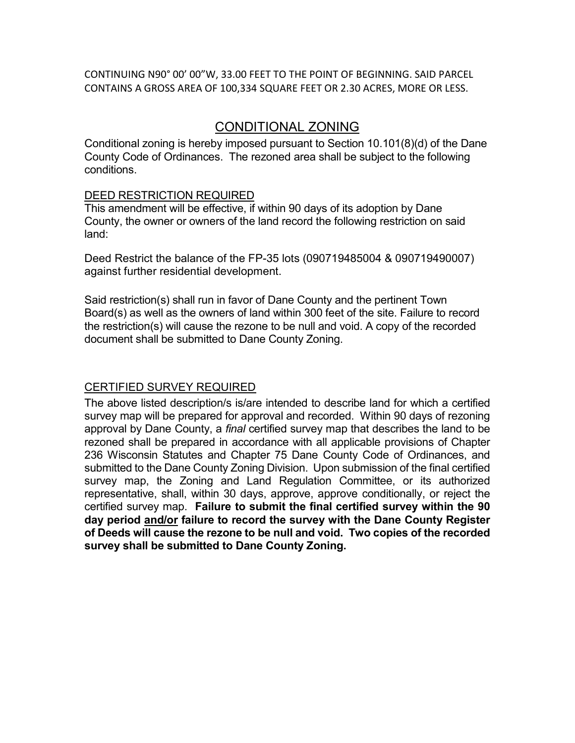CONTINUING N90° 00' 00"W, 33.00 FEET TO THE POINT OF BEGINNING. SAID PARCEL CONTAINS A GROSS AREA OF 100,334 SQUARE FEET OR 2.30 ACRES, MORE OR LESS.

## CONDITIONAL ZONING

Conditional zoning is hereby imposed pursuant to Section 10.101(8)(d) of the Dane County Code of Ordinances. The rezoned area shall be subject to the following conditions.

### DEED RESTRICTION REQUIRED

This amendment will be effective, if within 90 days of its adoption by Dane County, the owner or owners of the land record the following restriction on said land:

Deed Restrict the balance of the FP-35 lots (090719485004 & 090719490007) against further residential development.

Said restriction(s) shall run in favor of Dane County and the pertinent Town Board(s) as well as the owners of land within 300 feet of the site. Failure to record the restriction(s) will cause the rezone to be null and void. A copy of the recorded document shall be submitted to Dane County Zoning.

### CERTIFIED SURVEY REQUIRED

The above listed description/s is/are intended to describe land for which a certified survey map will be prepared for approval and recorded. Within 90 days of rezoning approval by Dane County, a *final* certified survey map that describes the land to be rezoned shall be prepared in accordance with all applicable provisions of Chapter 236 Wisconsin Statutes and Chapter 75 Dane County Code of Ordinances, and submitted to the Dane County Zoning Division. Upon submission of the final certified survey map, the Zoning and Land Regulation Committee, or its authorized representative, shall, within 30 days, approve, approve conditionally, or reject the certified survey map. **Failure to submit the final certified survey within the 90 day period and/or failure to record the survey with the Dane County Register of Deeds will cause the rezone to be null and void. Two copies of the recorded survey shall be submitted to Dane County Zoning.**